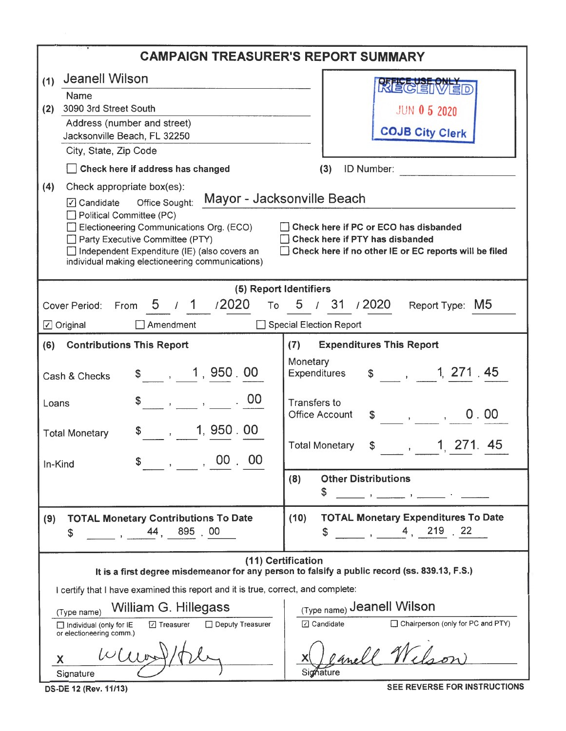# CAMPAIGN TREASURER'S REPORT SUMMARY

**(1)** Jeanell Wilson
Name

**(2)** 3090 3rd Street South
Address (number and street)
Jacksonville Beach, FL 32250
City, State, Zip Code

☐ **Check here if address has changed**

OFFICE USE ONLY
RECEIVED
JUN 05 2020
COJB City Clerk

**(3)** ID Number: ____________

**(4)** Check appropriate box(es):

☑ Candidate Office Sought: Mayor - Jacksonville Beach
☐ Political Committee (PC)
☐ Electioneering Communications Org. (ECO)
☐ Party Executive Committee (PTY)
☐ Independent Expenditure (IE) (also covers an individual making electioneering communications)

☐ **Check here if PC or ECO has disbanded**
☐ **Check here if PTY has disbanded**
☐ **Check here if no other IE or EC reports will be filed**

## (5) Report Identifiers

Cover Period: From 5 / 1 /2020 To 5 / 31 / 2020 Report Type: M5

☑ Original ☐ Amendment ☐ Special Election Report

| **(6) Contributions This Report** | |
|---|---|
| Cash & Checks | $ 1,950.00 |
| Loans | $ .00 |
| Total Monetary | $ 1,950.00 |
| In-Kind | $ 00.00 |

| **(7) Expenditures This Report** | |
|---|---|
| Monetary Expenditures | $ 1,271.45 |
| Transfers to Office Account | $ 0.00 |
| Total Monetary | $ 1,271.45 |

**(8) Other Distributions**
$ ___ , ___ , ___ . ___

**(9) TOTAL Monetary Contributions To Date**
$ 44,895.00

**(10) TOTAL Monetary Expenditures To Date**
$ 4,219.22

## (11) Certification

**It is a first degree misdemeanor for any person to falsify a public record (ss. 839.13, F.S.)**

I certify that I have examined this report and it is true, correct, and complete:

(Type name) William G. Hillegass
☐ Individual (only for IE or electioneering comm.) ☑ Treasurer ☐ Deputy Treasurer

X [signature]
Signature

(Type name) Jeanell Wilson
☑ Candidate ☐ Chairperson (only for PC and PTY)

X [signature]
Signature

DS-DE 12 (Rev. 11/13)

**SEE REVERSE FOR INSTRUCTIONS**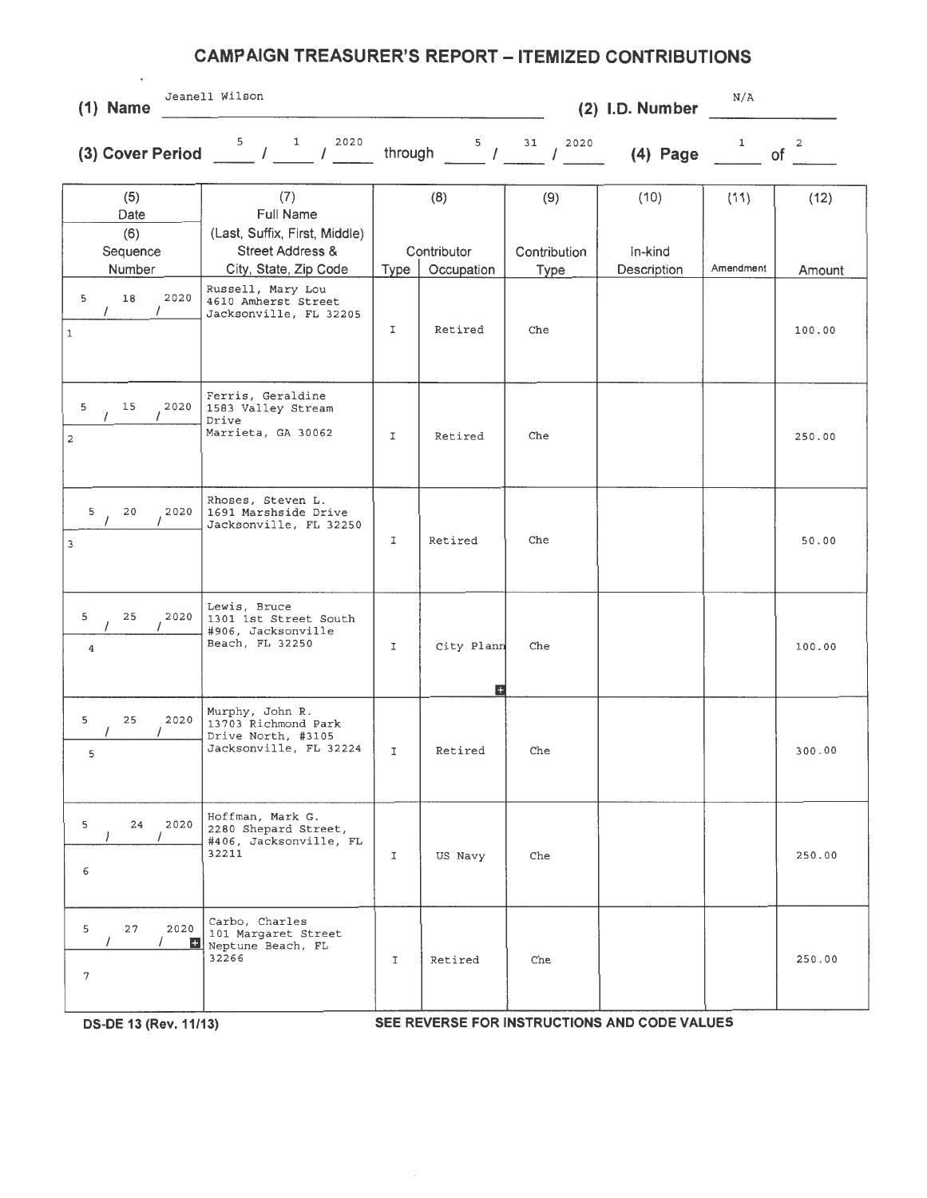# CAMPAIGN TREASURER'S REPORT – ITEMIZED CONTRIBUTIONS

**(1) Name** Jeanell Wilson **(2) I.D. Number** N/A

**(3) Cover Period** 5 / 1 / 2020 through 5 / 31 / 2020 **(4) Page** 1 of 2

| (5) Date (6) Sequence Number | (7) Full Name (Last, Suffix, First, Middle) Street Address & City, State, Zip Code | (8) Contributor Type | (8) Contributor Occupation | (9) Contribution Type | (10) In-kind Description | (11) Amendment | (12) Amount |
|---|---|---|---|---|---|---|---|
| 5/18/2020 1 | Russell, Mary Lou 4610 Amherst Street Jacksonville, FL 32205 | I | Retired | Che | | | 100.00 |
| 5/15/2020 2 | Ferris, Geraldine 1583 Valley Stream Drive Marrieta, GA 30062 | I | Retired | Che | | | 250.00 |
| 5/20/2020 3 | Rhoses, Steven L. 1691 Marshside Drive Jacksonville, FL 32250 | I | Retired | Che | | | 50.00 |
| 5/25/2020 4 | Lewis, Bruce 1301 1st Street South #906, Jacksonville Beach, FL 32250 | I | City Plann | Che | | | 100.00 |
| 5/25/2020 5 | Murphy, John R. 13703 Richmond Park Drive North, #3105 Jacksonville, FL 32224 | I | Retired | Che | | | 300.00 |
| 5/24/2020 6 | Hoffman, Mark G. 2280 Shepard Street, #406, Jacksonville, FL 32211 | I | US Navy | Che | | | 250.00 |
| 5/27/2020 7 | Carbo, Charles 101 Margaret Street Neptune Beach, FL 32266 | I | Retired | Che | | | 250.00 |

DS-DE 13 (Rev. 11/13) SEE REVERSE FOR INSTRUCTIONS AND CODE VALUES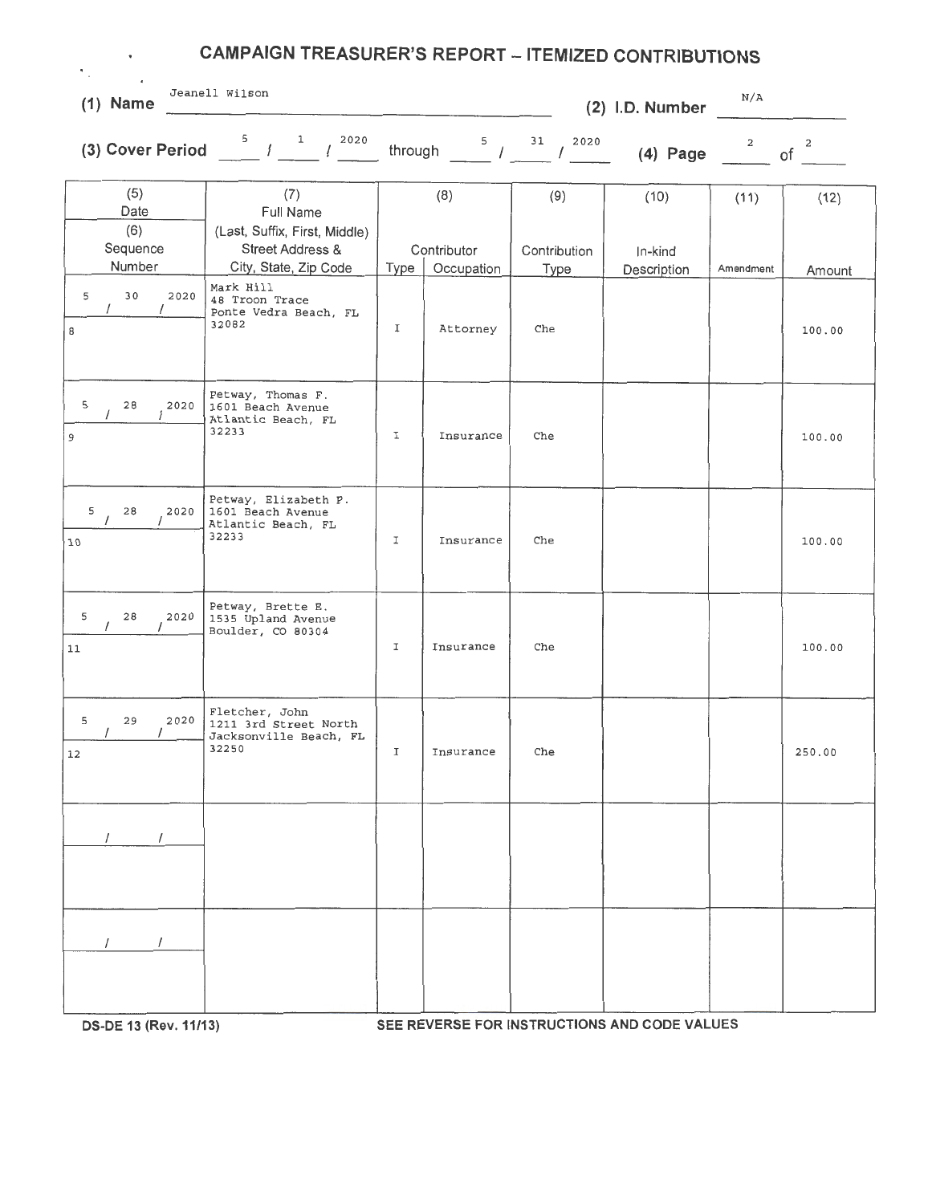# CAMPAIGN TREASURER'S REPORT – ITEMIZED CONTRIBUTIONS

**(1) Name** Jeanell Wilson **(2) I.D. Number** N/A

**(3) Cover Period** 5 / 1 / 2020 through 5 / 31 / 2020 **(4) Page** 2 of 2

| (5) Date / (6) Sequence Number | (7) Full Name (Last, Suffix, First, Middle) Street Address & City, State, Zip Code | (8) Contributor Type | Occupation | (9) Contribution Type | (10) In-kind Description | (11) Amendment | (12) Amount |
|---|---|---|---|---|---|---|---|
| 5/30/2020<br>8 | Mark Hill<br>48 Troon Trace<br>Ponte Vedra Beach, FL 32082 | I | Attorney | Che | | | 100.00 |
| 5/28/2020<br>9 | Petway, Thomas F.<br>1601 Beach Avenue<br>Atlantic Beach, FL 32233 | I | Insurance | Che | | | 100.00 |
| 5/28/2020<br>10 | Petway, Elizabeth P.<br>1601 Beach Avenue<br>Atlantic Beach, FL 32233 | I | Insurance | Che | | | 100.00 |
| 5/28/2020<br>11 | Petway, Brette E.<br>1535 Upland Avenue<br>Boulder, CO 80304 | I | Insurance | Che | | | 100.00 |
| 5/29/2020<br>12 | Fletcher, John<br>1211 3rd Street North<br>Jacksonville Beach, FL 32250 | I | Insurance | Che | | | 250.00 |
| / / | | | | | | | |
| / / | | | | | | | |

DS-DE 13 (Rev. 11/13) SEE REVERSE FOR INSTRUCTIONS AND CODE VALUES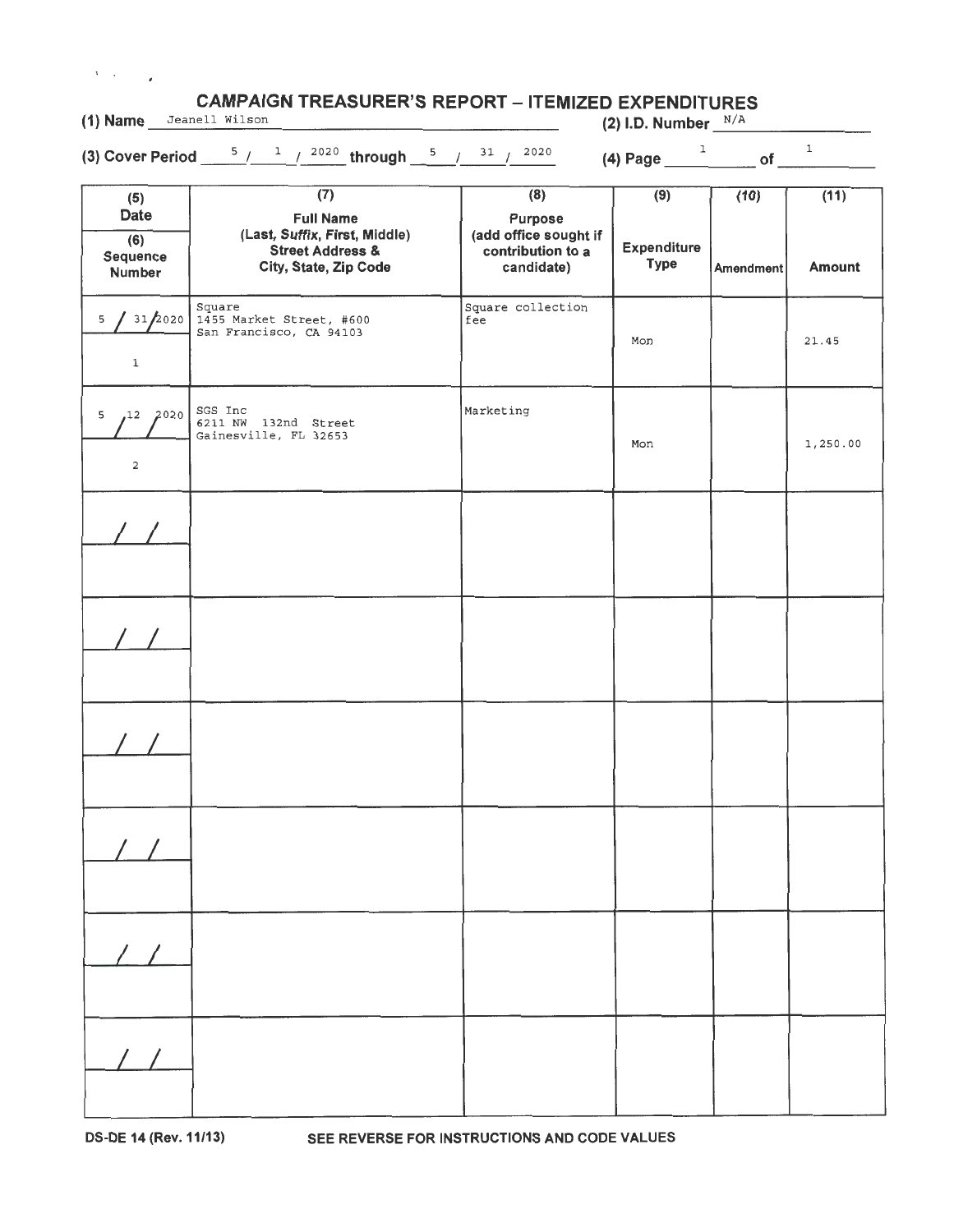# CAMPAIGN TREASURER'S REPORT – ITEMIZED EXPENDITURES

**(1) Name** Jeanell Wilson **(2) I.D. Number** N/A

**(3) Cover Period** 5 / 1 / 2020 **through** 5 / 31 / 2020 **(4) Page** 1 **of** 1

| (5) Date / (6) Sequence Number | (7) Full Name (Last, Suffix, First, Middle) Street Address & City, State, Zip Code | (8) Purpose (add office sought if contribution to a candidate) | (9) Expenditure Type | (10) Amendment | (11) Amount |
|---|---|---|---|---|---|
| 5 / 31 / 2020<br>1 | Square<br>1455 Market Street, #600<br>San Francisco, CA 94103 | Square collection fee | Mon | | 21.45 |
| 5 / 12 / 2020<br>2 | SGS Inc<br>6211 NW 132nd Street<br>Gainesville, FL 32653 | Marketing | Mon | | 1,250.00 |
| / / | | | | | |
| / / | | | | | |
| / / | | | | | |
| / / | | | | | |
| / / | | | | | |
| / / | | | | | |

DS-DE 14 (Rev. 11/13) SEE REVERSE FOR INSTRUCTIONS AND CODE VALUES